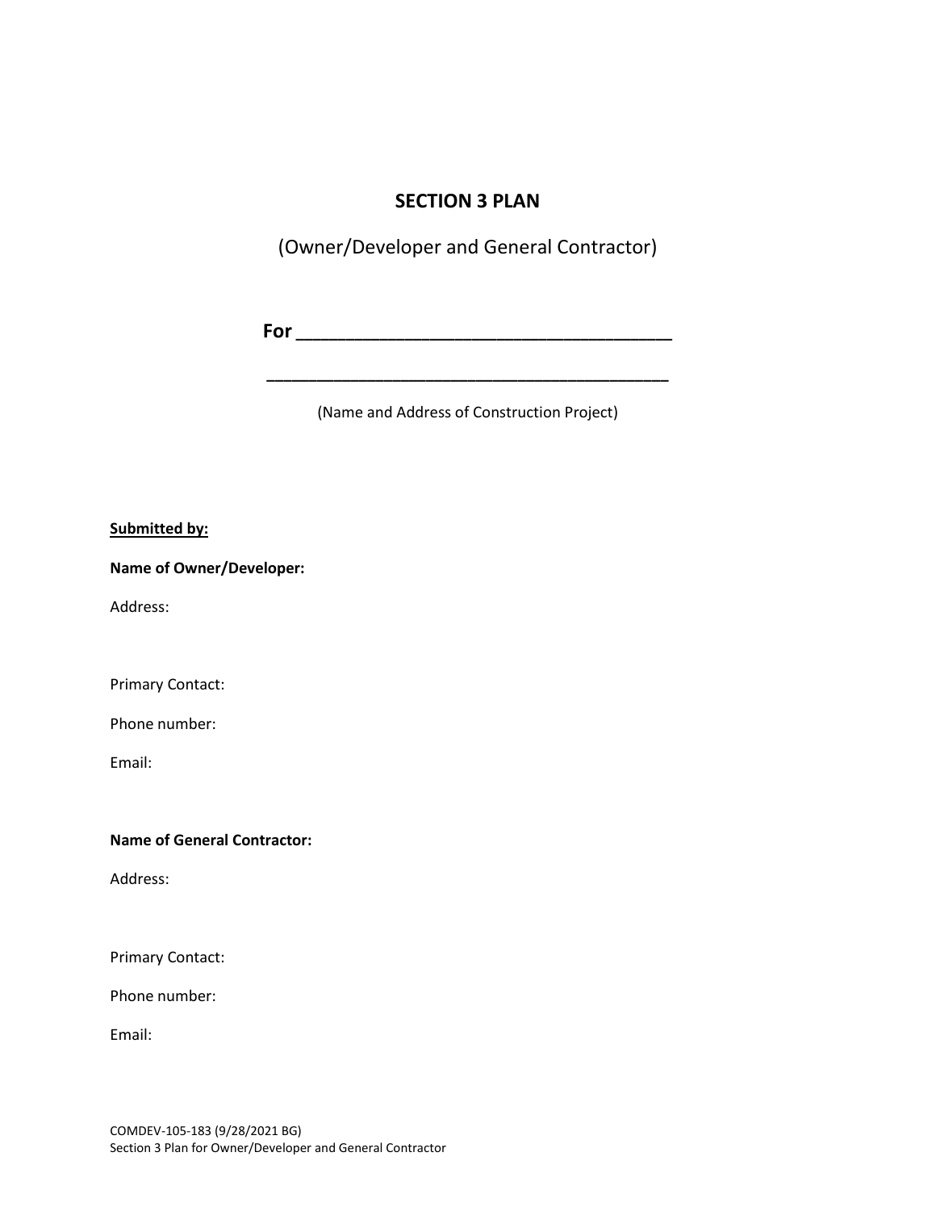# SECTION 3 PLAN

(Owner/Developer and General Contractor)

**For \_\_\_\_\_\_\_\_\_\_\_\_\_\_\_\_\_\_\_\_\_\_\_\_\_\_\_\_\_\_\_\_\_\_\_\_**

**\_\_\_\_\_\_\_\_\_\_\_\_\_\_\_\_\_\_\_\_\_\_\_\_\_\_\_\_\_\_\_\_\_\_\_\_\_\_\_\_**

(Name and Address of Construction Project)

**Submitted by:**

**Name of Owner/Developer:**

Address:

Primary Contact:

Phone number:

Email:

**Name of General Contractor:**

Address:

Primary Contact:

Phone number:

Email:

COMDEV-105-183 (9/28/2021 BG)
Section 3 Plan for Owner/Developer and General Contractor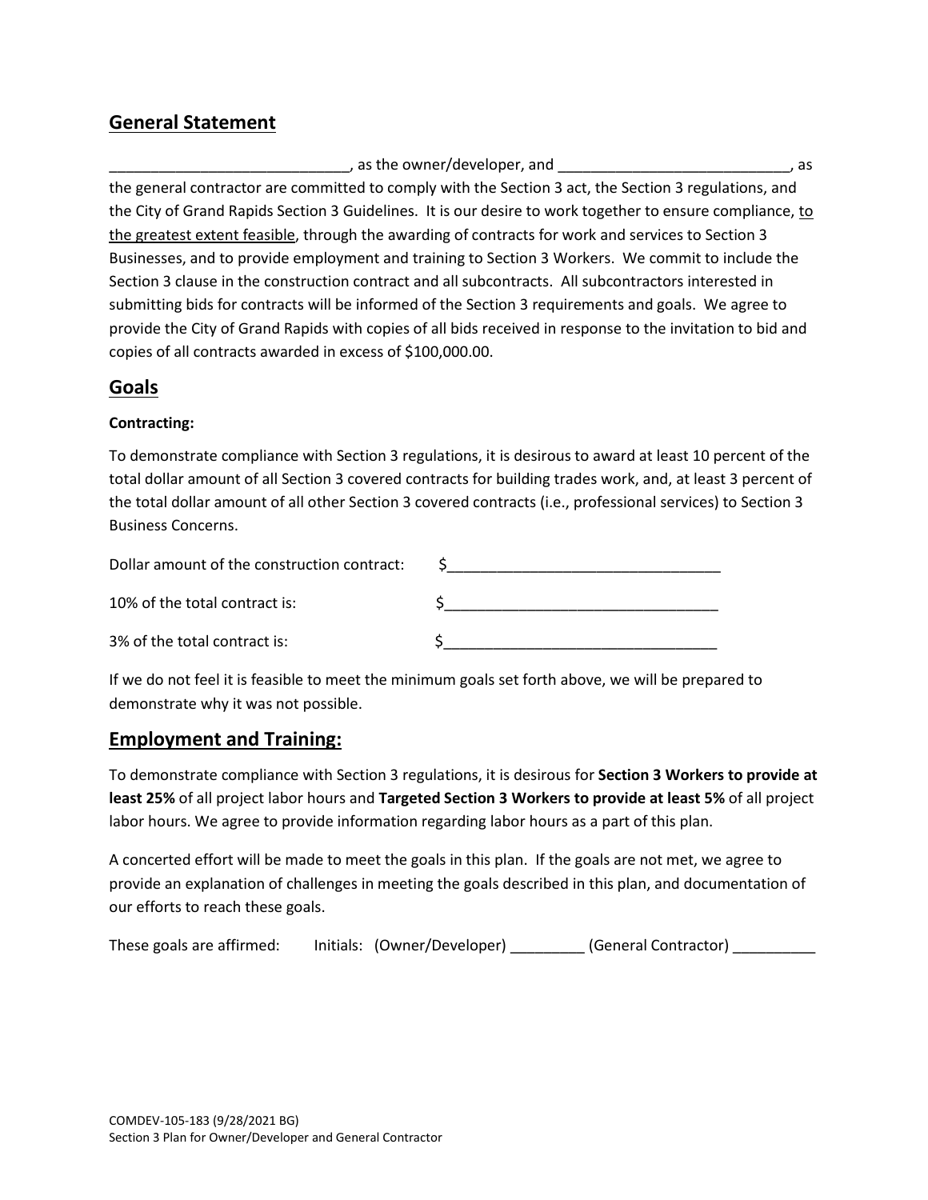## General Statement

_____________________________, as the owner/developer, and ____________________________, as the general contractor are committed to comply with the Section 3 act, the Section 3 regulations, and the City of Grand Rapids Section 3 Guidelines. It is our desire to work together to ensure compliance, <u>to the greatest extent feasible</u>, through the awarding of contracts for work and services to Section 3 Businesses, and to provide employment and training to Section 3 Workers. We commit to include the Section 3 clause in the construction contract and all subcontracts. All subcontractors interested in submitting bids for contracts will be informed of the Section 3 requirements and goals. We agree to provide the City of Grand Rapids with copies of all bids received in response to the invitation to bid and copies of all contracts awarded in excess of $100,000.00.

## Goals

**Contracting:**

To demonstrate compliance with Section 3 regulations, it is desirous to award at least 10 percent of the total dollar amount of all Section 3 covered contracts for building trades work, and, at least 3 percent of the total dollar amount of all other Section 3 covered contracts (i.e., professional services) to Section 3 Business Concerns.

Dollar amount of the construction contract: $_________________________________

10% of the total contract is: $_________________________________

3% of the total contract is: $_________________________________

If we do not feel it is feasible to meet the minimum goals set forth above, we will be prepared to demonstrate why it was not possible.

## Employment and Training:

To demonstrate compliance with Section 3 regulations, it is desirous for **Section 3 Workers to provide at least 25%** of all project labor hours and **Targeted Section 3 Workers to provide at least 5%** of all project labor hours. We agree to provide information regarding labor hours as a part of this plan.

A concerted effort will be made to meet the goals in this plan. If the goals are not met, we agree to provide an explanation of challenges in meeting the goals described in this plan, and documentation of our efforts to reach these goals.

These goals are affirmed: Initials: (Owner/Developer) _________ (General Contractor) __________

COMDEV-105-183 (9/28/2021 BG)
Section 3 Plan for Owner/Developer and General Contractor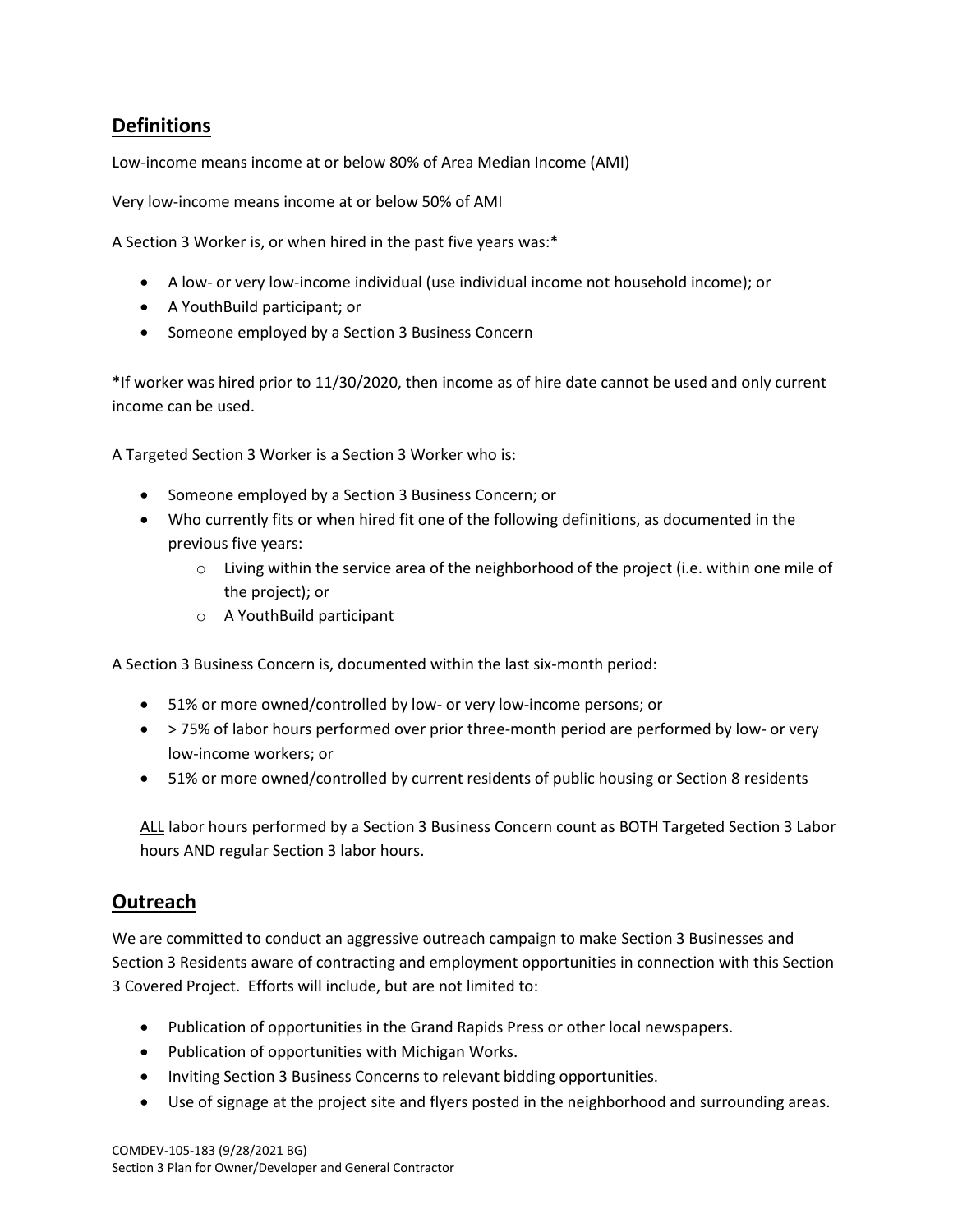## Definitions

Low-income means income at or below 80% of Area Median Income (AMI)

Very low-income means income at or below 50% of AMI

A Section 3 Worker is, or when hired in the past five years was:*

- A low- or very low-income individual (use individual income not household income); or
- A YouthBuild participant; or
- Someone employed by a Section 3 Business Concern

*If worker was hired prior to 11/30/2020, then income as of hire date cannot be used and only current income can be used.

A Targeted Section 3 Worker is a Section 3 Worker who is:

- Someone employed by a Section 3 Business Concern; or
- Who currently fits or when hired fit one of the following definitions, as documented in the previous five years:
  - Living within the service area of the neighborhood of the project (i.e. within one mile of the project); or
  - A YouthBuild participant

A Section 3 Business Concern is, documented within the last six-month period:

- 51% or more owned/controlled by low- or very low-income persons; or
- > 75% of labor hours performed over prior three-month period are performed by low- or very low-income workers; or
- 51% or more owned/controlled by current residents of public housing or Section 8 residents

<u>ALL</u> labor hours performed by a Section 3 Business Concern count as BOTH Targeted Section 3 Labor hours AND regular Section 3 labor hours.

## Outreach

We are committed to conduct an aggressive outreach campaign to make Section 3 Businesses and Section 3 Residents aware of contracting and employment opportunities in connection with this Section 3 Covered Project. Efforts will include, but are not limited to:

- Publication of opportunities in the Grand Rapids Press or other local newspapers.
- Publication of opportunities with Michigan Works.
- Inviting Section 3 Business Concerns to relevant bidding opportunities.
- Use of signage at the project site and flyers posted in the neighborhood and surrounding areas.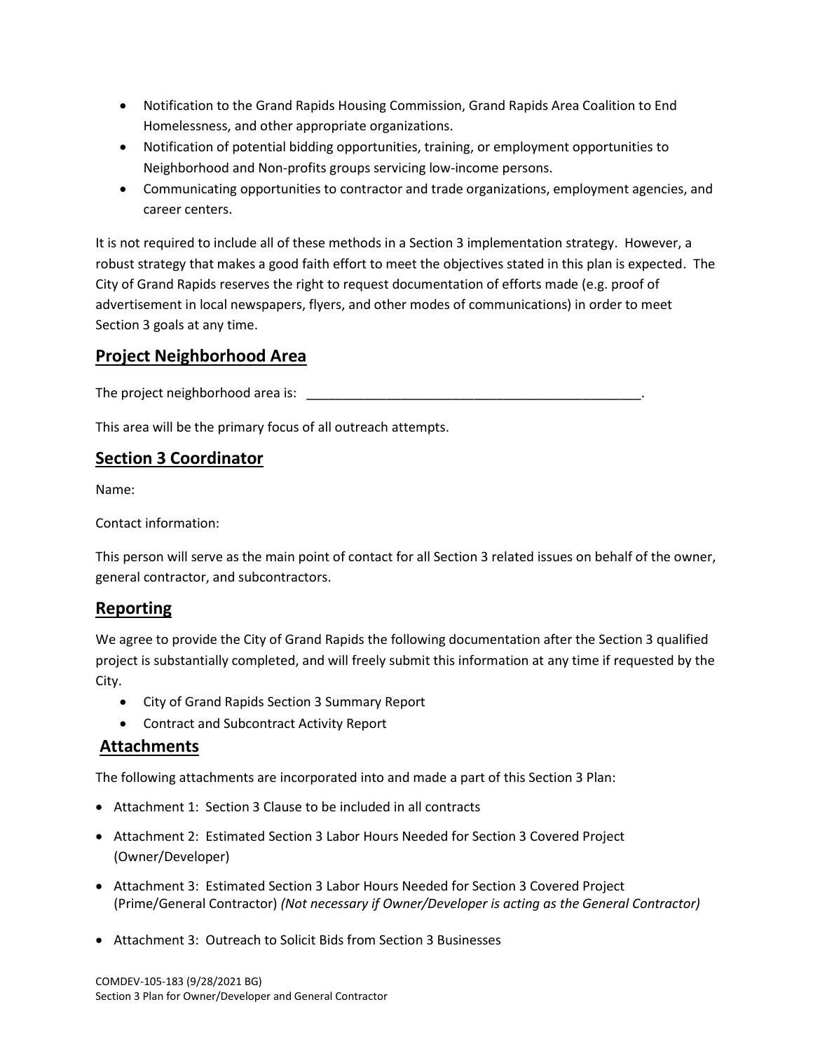- Notification to the Grand Rapids Housing Commission, Grand Rapids Area Coalition to End Homelessness, and other appropriate organizations.
- Notification of potential bidding opportunities, training, or employment opportunities to Neighborhood and Non-profits groups servicing low-income persons.
- Communicating opportunities to contractor and trade organizations, employment agencies, and career centers.

It is not required to include all of these methods in a Section 3 implementation strategy. However, a robust strategy that makes a good faith effort to meet the objectives stated in this plan is expected. The City of Grand Rapids reserves the right to request documentation of efforts made (e.g. proof of advertisement in local newspapers, flyers, and other modes of communications) in order to meet Section 3 goals at any time.

## Project Neighborhood Area

The project neighborhood area is: _______________________________________________.

This area will be the primary focus of all outreach attempts.

## Section 3 Coordinator

Name:

Contact information:

This person will serve as the main point of contact for all Section 3 related issues on behalf of the owner, general contractor, and subcontractors.

## Reporting

We agree to provide the City of Grand Rapids the following documentation after the Section 3 qualified project is substantially completed, and will freely submit this information at any time if requested by the City.

- City of Grand Rapids Section 3 Summary Report
- Contract and Subcontract Activity Report

## Attachments

The following attachments are incorporated into and made a part of this Section 3 Plan:

- Attachment 1: Section 3 Clause to be included in all contracts
- Attachment 2: Estimated Section 3 Labor Hours Needed for Section 3 Covered Project (Owner/Developer)
- Attachment 3: Estimated Section 3 Labor Hours Needed for Section 3 Covered Project (Prime/General Contractor) *(Not necessary if Owner/Developer is acting as the General Contractor)*
- Attachment 3: Outreach to Solicit Bids from Section 3 Businesses

COMDEV-105-183 (9/28/2021 BG)
Section 3 Plan for Owner/Developer and General Contractor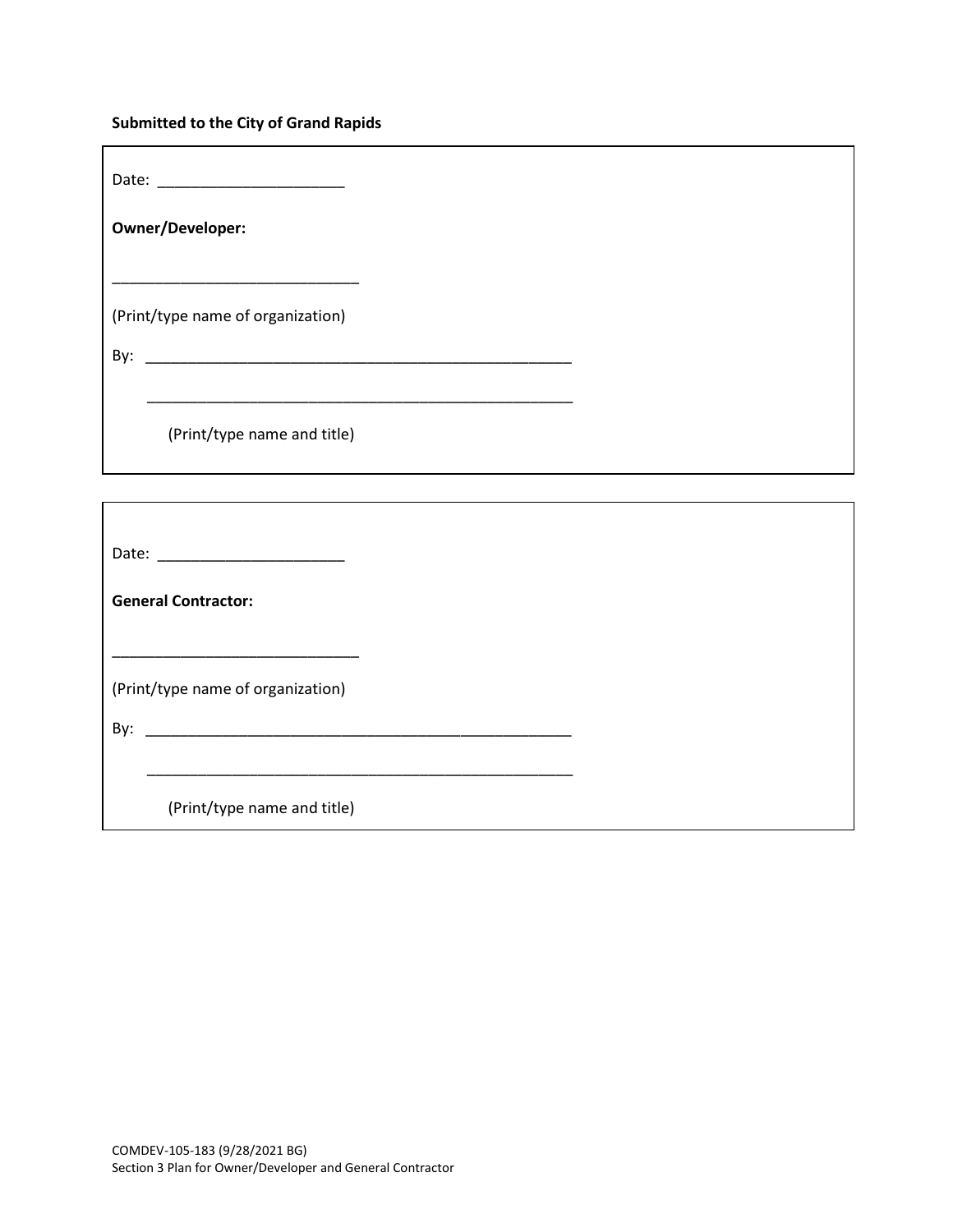**Submitted to the City of Grand Rapids**

Date: ______________________

**Owner/Developer:**

_____________________________

(Print/type name of organization)

By: ___________________________________________________

___________________________________________________

(Print/type name and title)

Date: ______________________

**General Contractor:**

_____________________________

(Print/type name of organization)

By: ___________________________________________________

___________________________________________________

(Print/type name and title)

COMDEV-105-183 (9/28/2021 BG)
Section 3 Plan for Owner/Developer and General Contractor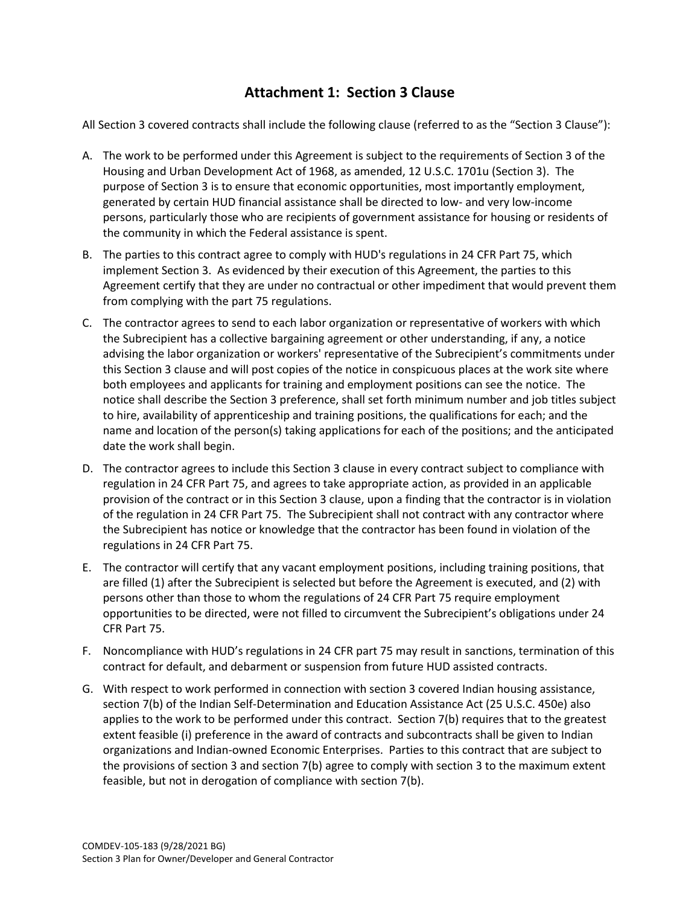## Attachment 1: Section 3 Clause

All Section 3 covered contracts shall include the following clause (referred to as the "Section 3 Clause"):

A. The work to be performed under this Agreement is subject to the requirements of Section 3 of the Housing and Urban Development Act of 1968, as amended, 12 U.S.C. 1701u (Section 3). The purpose of Section 3 is to ensure that economic opportunities, most importantly employment, generated by certain HUD financial assistance shall be directed to low- and very low-income persons, particularly those who are recipients of government assistance for housing or residents of the community in which the Federal assistance is spent.

B. The parties to this contract agree to comply with HUD's regulations in 24 CFR Part 75, which implement Section 3. As evidenced by their execution of this Agreement, the parties to this Agreement certify that they are under no contractual or other impediment that would prevent them from complying with the part 75 regulations.

C. The contractor agrees to send to each labor organization or representative of workers with which the Subrecipient has a collective bargaining agreement or other understanding, if any, a notice advising the labor organization or workers' representative of the Subrecipient's commitments under this Section 3 clause and will post copies of the notice in conspicuous places at the work site where both employees and applicants for training and employment positions can see the notice. The notice shall describe the Section 3 preference, shall set forth minimum number and job titles subject to hire, availability of apprenticeship and training positions, the qualifications for each; and the name and location of the person(s) taking applications for each of the positions; and the anticipated date the work shall begin.

D. The contractor agrees to include this Section 3 clause in every contract subject to compliance with regulation in 24 CFR Part 75, and agrees to take appropriate action, as provided in an applicable provision of the contract or in this Section 3 clause, upon a finding that the contractor is in violation of the regulation in 24 CFR Part 75. The Subrecipient shall not contract with any contractor where the Subrecipient has notice or knowledge that the contractor has been found in violation of the regulations in 24 CFR Part 75.

E. The contractor will certify that any vacant employment positions, including training positions, that are filled (1) after the Subrecipient is selected but before the Agreement is executed, and (2) with persons other than those to whom the regulations of 24 CFR Part 75 require employment opportunities to be directed, were not filled to circumvent the Subrecipient's obligations under 24 CFR Part 75.

F. Noncompliance with HUD's regulations in 24 CFR part 75 may result in sanctions, termination of this contract for default, and debarment or suspension from future HUD assisted contracts.

G. With respect to work performed in connection with section 3 covered Indian housing assistance, section 7(b) of the Indian Self-Determination and Education Assistance Act (25 U.S.C. 450e) also applies to the work to be performed under this contract. Section 7(b) requires that to the greatest extent feasible (i) preference in the award of contracts and subcontracts shall be given to Indian organizations and Indian-owned Economic Enterprises. Parties to this contract that are subject to the provisions of section 3 and section 7(b) agree to comply with section 3 to the maximum extent feasible, but not in derogation of compliance with section 7(b).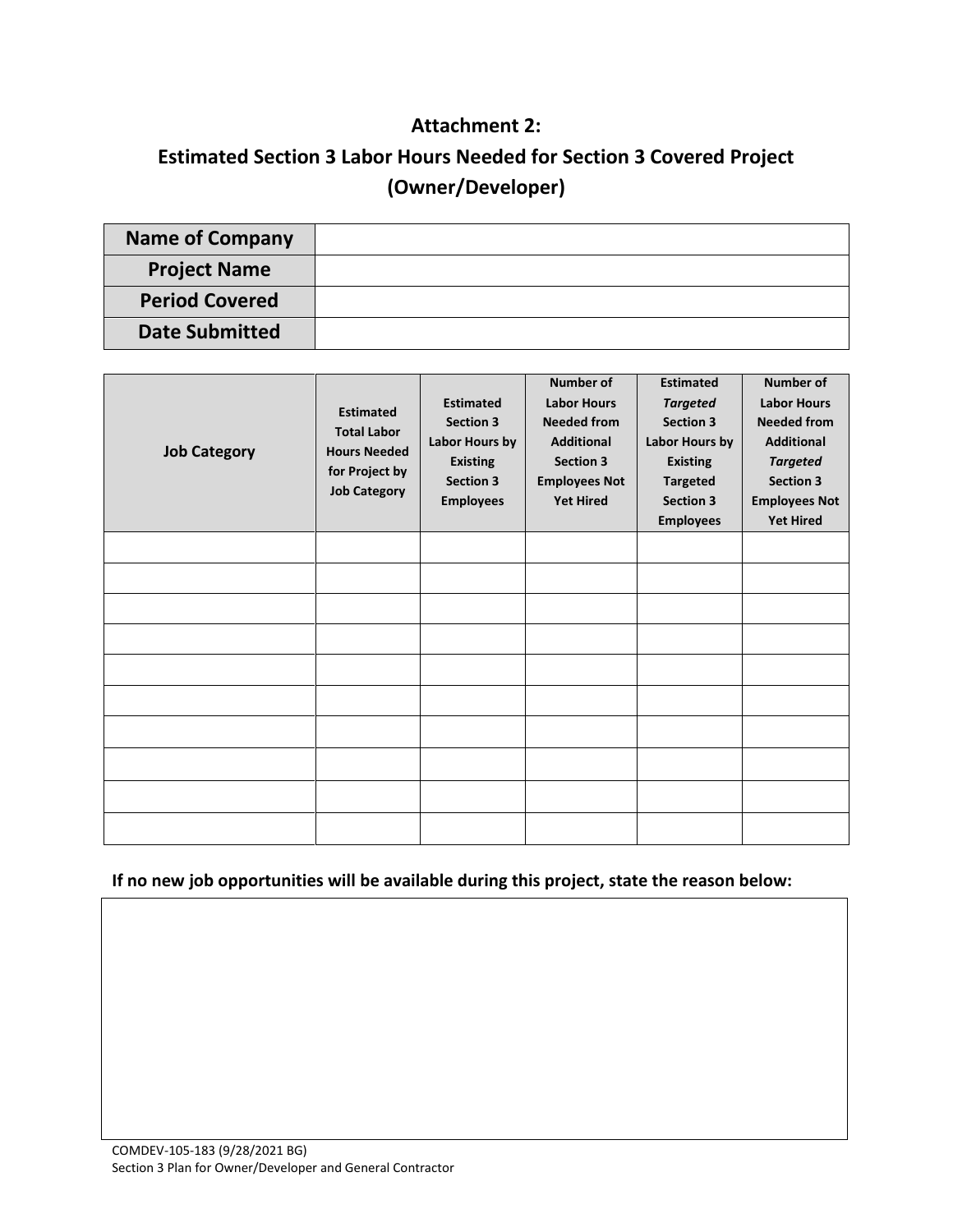## Attachment 2:
## Estimated Section 3 Labor Hours Needed for Section 3 Covered Project (Owner/Developer)

| | |
|---|---|
| **Name of Company** | |
| **Project Name** | |
| **Period Covered** | |
| **Date Submitted** | |

| Job Category | Estimated Total Labor Hours Needed for Project by Job Category | Estimated Section 3 Labor Hours by Existing Section 3 Employees | Number of Labor Hours Needed from Additional Section 3 Employees Not Yet Hired | Estimated *Targeted* Section 3 Labor Hours by Existing Targeted Section 3 Employees | Number of Labor Hours Needed from Additional *Targeted* Section 3 Employees Not Yet Hired |
|---|---|---|---|---|---|
| | | | | | |
| | | | | | |
| | | | | | |
| | | | | | |
| | | | | | |
| | | | | | |
| | | | | | |
| | | | | | |
| | | | | | |
| | | | | | |

**If no new job opportunities will be available during this project, state the reason below:**

| |
|---|
| |

COMDEV-105-183 (9/28/2021 BG)
Section 3 Plan for Owner/Developer and General Contractor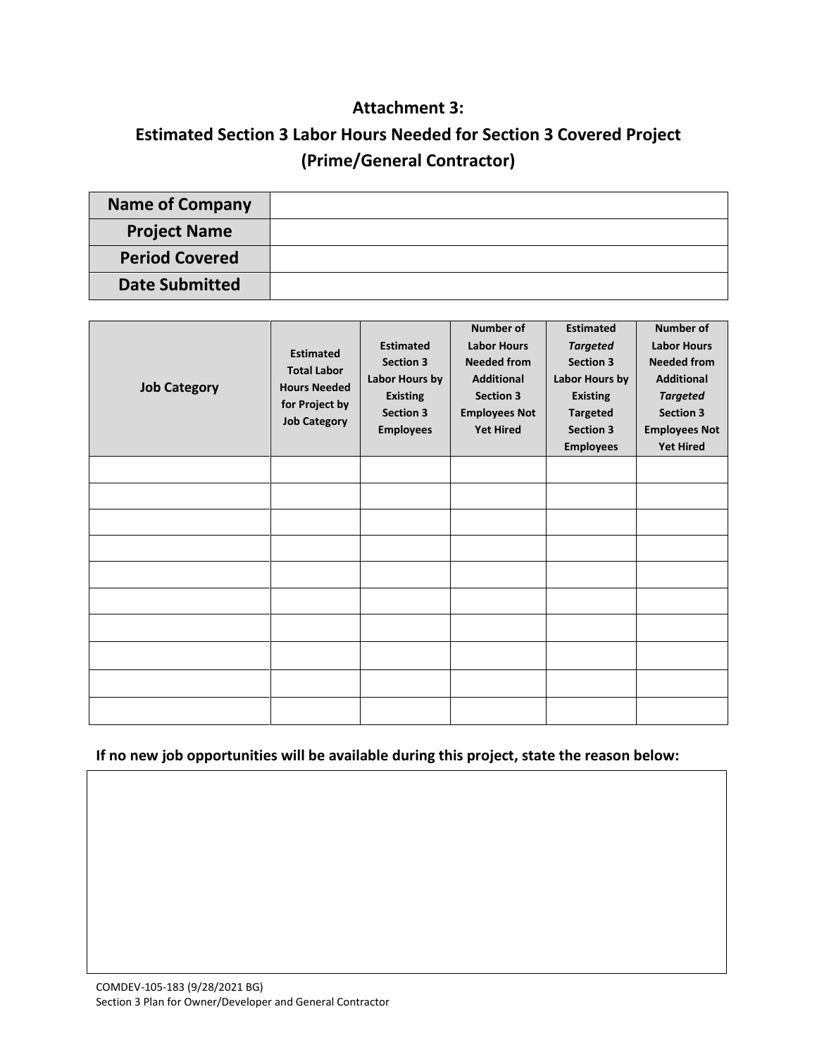## Attachment 3:

## Estimated Section 3 Labor Hours Needed for Section 3 Covered Project (Prime/General Contractor)

| **Name of Company** | |
|---|---|
| **Project Name** | |
| **Period Covered** | |
| **Date Submitted** | |

| Job Category | Estimated Total Labor Hours Needed for Project by Job Category | Estimated Section 3 Labor Hours by Existing Section 3 Employees | Number of Labor Hours Needed from Additional Section 3 Employees Not Yet Hired | Estimated *Targeted* Section 3 Labor Hours by Existing Targeted Section 3 Employees | Number of Labor Hours Needed from Additional *Targeted* Section 3 Employees Not Yet Hired |
|---|---|---|---|---|---|
| | | | | | |
| | | | | | |
| | | | | | |
| | | | | | |
| | | | | | |
| | | | | | |
| | | | | | |
| | | | | | |
| | | | | | |
| | | | | | |

**If no new job opportunities will be available during this project, state the reason below:**

| |
|---|
| |

COMDEV-105-183 (9/28/2021 BG)
Section 3 Plan for Owner/Developer and General Contractor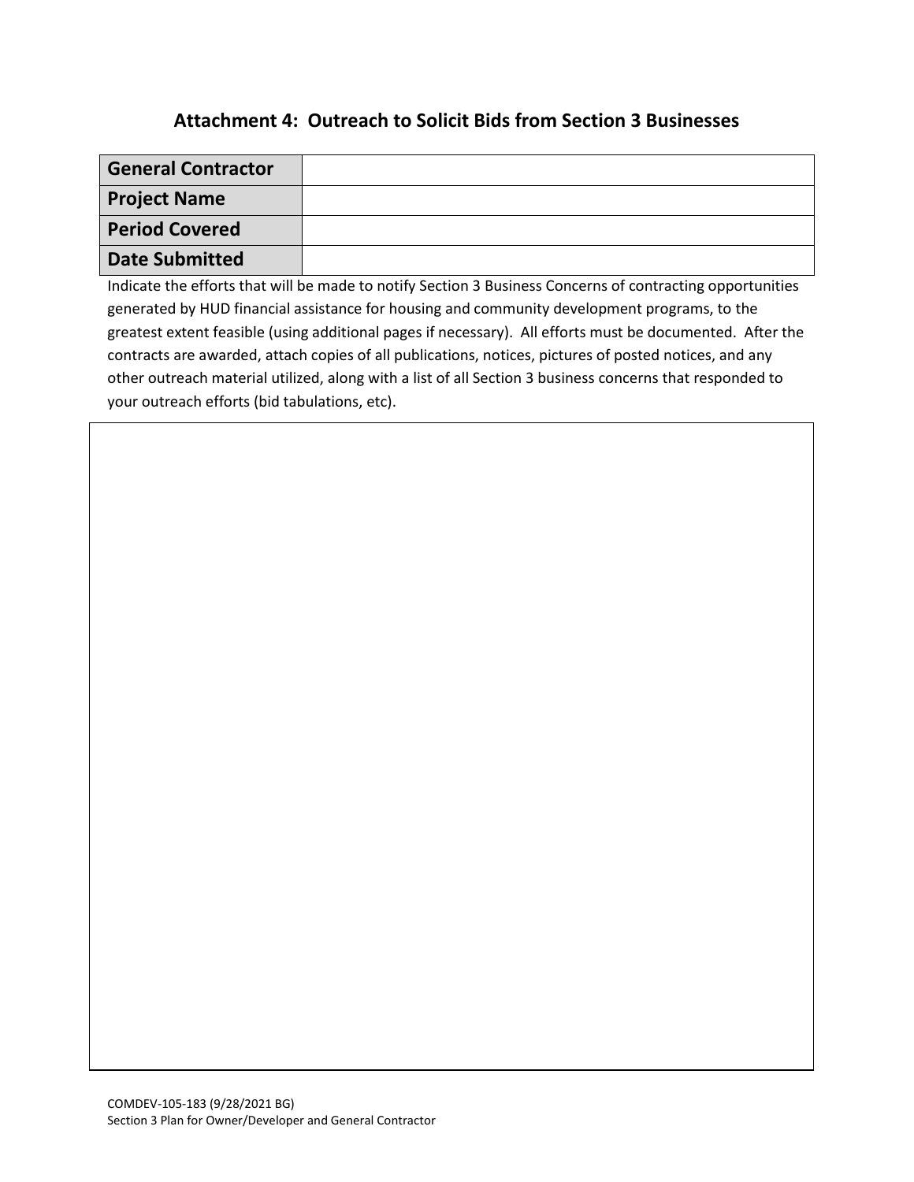## Attachment 4: Outreach to Solicit Bids from Section 3 Businesses

| | |
|---|---|
| **General Contractor** | |
| **Project Name** | |
| **Period Covered** | |
| **Date Submitted** | |

Indicate the efforts that will be made to notify Section 3 Business Concerns of contracting opportunities generated by HUD financial assistance for housing and community development programs, to the greatest extent feasible (using additional pages if necessary). All efforts must be documented. After the contracts are awarded, attach copies of all publications, notices, pictures of posted notices, and any other outreach material utilized, along with a list of all Section 3 business concerns that responded to your outreach efforts (bid tabulations, etc).

COMDEV-105-183 (9/28/2021 BG)
Section 3 Plan for Owner/Developer and General Contractor